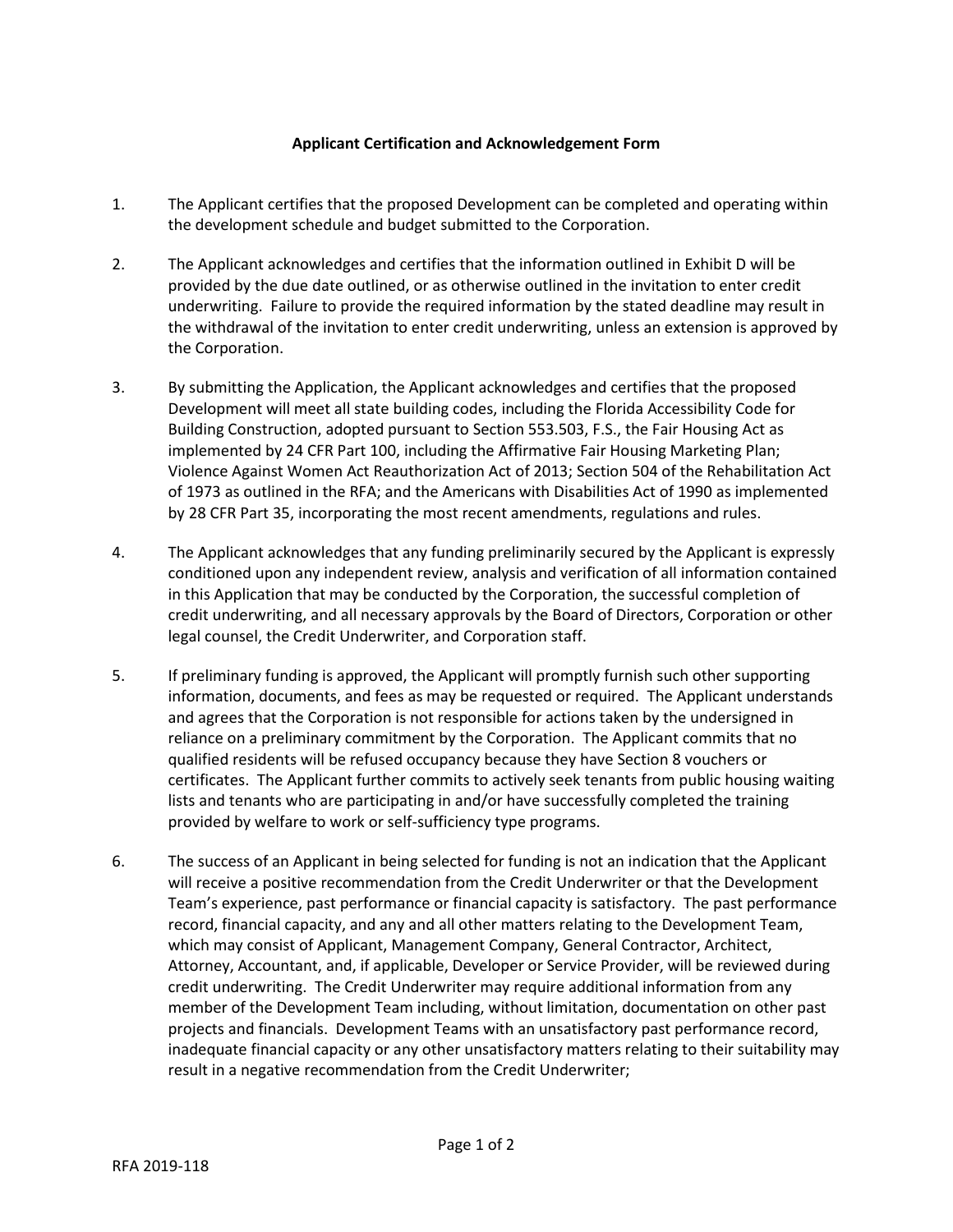## Applicant Certification and Acknowledgement Form

1. The Applicant certifies that the proposed Development can be completed and operating within the development schedule and budget submitted to the Corporation.

2. The Applicant acknowledges and certifies that the information outlined in Exhibit D will be provided by the due date outlined, or as otherwise outlined in the invitation to enter credit underwriting. Failure to provide the required information by the stated deadline may result in the withdrawal of the invitation to enter credit underwriting, unless an extension is approved by the Corporation.

3. By submitting the Application, the Applicant acknowledges and certifies that the proposed Development will meet all state building codes, including the Florida Accessibility Code for Building Construction, adopted pursuant to Section 553.503, F.S., the Fair Housing Act as implemented by 24 CFR Part 100, including the Affirmative Fair Housing Marketing Plan; Violence Against Women Act Reauthorization Act of 2013; Section 504 of the Rehabilitation Act of 1973 as outlined in the RFA; and the Americans with Disabilities Act of 1990 as implemented by 28 CFR Part 35, incorporating the most recent amendments, regulations and rules.

4. The Applicant acknowledges that any funding preliminarily secured by the Applicant is expressly conditioned upon any independent review, analysis and verification of all information contained in this Application that may be conducted by the Corporation, the successful completion of credit underwriting, and all necessary approvals by the Board of Directors, Corporation or other legal counsel, the Credit Underwriter, and Corporation staff.

5. If preliminary funding is approved, the Applicant will promptly furnish such other supporting information, documents, and fees as may be requested or required. The Applicant understands and agrees that the Corporation is not responsible for actions taken by the undersigned in reliance on a preliminary commitment by the Corporation. The Applicant commits that no qualified residents will be refused occupancy because they have Section 8 vouchers or certificates. The Applicant further commits to actively seek tenants from public housing waiting lists and tenants who are participating in and/or have successfully completed the training provided by welfare to work or self-sufficiency type programs.

6. The success of an Applicant in being selected for funding is not an indication that the Applicant will receive a positive recommendation from the Credit Underwriter or that the Development Team's experience, past performance or financial capacity is satisfactory. The past performance record, financial capacity, and any and all other matters relating to the Development Team, which may consist of Applicant, Management Company, General Contractor, Architect, Attorney, Accountant, and, if applicable, Developer or Service Provider, will be reviewed during credit underwriting. The Credit Underwriter may require additional information from any member of the Development Team including, without limitation, documentation on other past projects and financials. Development Teams with an unsatisfactory past performance record, inadequate financial capacity or any other unsatisfactory matters relating to their suitability may result in a negative recommendation from the Credit Underwriter;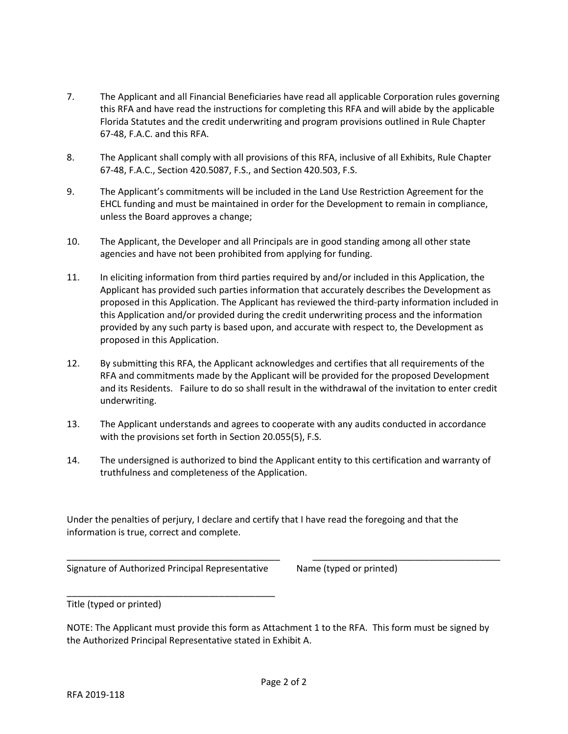7. The Applicant and all Financial Beneficiaries have read all applicable Corporation rules governing this RFA and have read the instructions for completing this RFA and will abide by the applicable Florida Statutes and the credit underwriting and program provisions outlined in Rule Chapter 67-48, F.A.C. and this RFA.

8. The Applicant shall comply with all provisions of this RFA, inclusive of all Exhibits, Rule Chapter 67-48, F.A.C., Section 420.5087, F.S., and Section 420.503, F.S.

9. The Applicant's commitments will be included in the Land Use Restriction Agreement for the EHCL funding and must be maintained in order for the Development to remain in compliance, unless the Board approves a change;

10. The Applicant, the Developer and all Principals are in good standing among all other state agencies and have not been prohibited from applying for funding.

11. In eliciting information from third parties required by and/or included in this Application, the Applicant has provided such parties information that accurately describes the Development as proposed in this Application. The Applicant has reviewed the third-party information included in this Application and/or provided during the credit underwriting process and the information provided by any such party is based upon, and accurate with respect to, the Development as proposed in this Application.

12. By submitting this RFA, the Applicant acknowledges and certifies that all requirements of the RFA and commitments made by the Applicant will be provided for the proposed Development and its Residents. Failure to do so shall result in the withdrawal of the invitation to enter credit underwriting.

13. The Applicant understands and agrees to cooperate with any audits conducted in accordance with the provisions set forth in Section 20.055(5), F.S.

14. The undersigned is authorized to bind the Applicant entity to this certification and warranty of truthfulness and completeness of the Application.

Under the penalties of perjury, I declare and certify that I have read the foregoing and that the information is true, correct and complete.

\_\_\_\_\_\_\_\_\_\_\_\_\_\_\_\_\_\_\_\_\_\_\_\_\_\_\_\_\_\_\_\_\_\_\_\_\_\_\_\_\_\_ \_\_\_\_\_\_\_\_\_\_\_\_\_\_\_\_\_\_\_\_\_\_\_\_\_\_\_\_\_\_\_\_\_\_\_\_\_\_
Signature of Authorized Principal Representative Name (typed or printed)

\_\_\_\_\_\_\_\_\_\_\_\_\_\_\_\_\_\_\_\_\_\_\_\_\_\_\_\_\_\_\_\_\_\_\_\_\_\_\_\_\_
Title (typed or printed)

NOTE: The Applicant must provide this form as Attachment 1 to the RFA. This form must be signed by the Authorized Principal Representative stated in Exhibit A.

RFA 2019-118